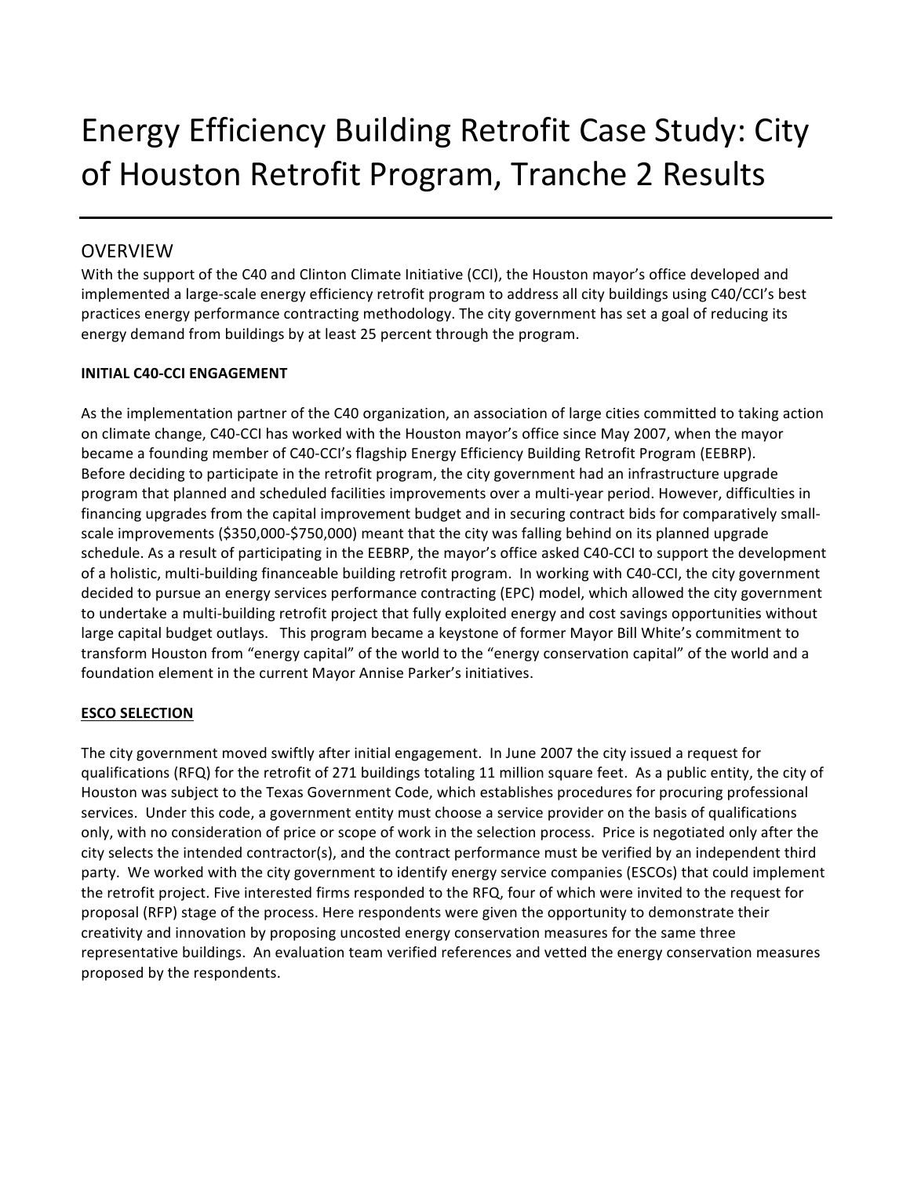# Energy Efficiency Building Retrofit Case Study: City of Houston Retrofit Program, Tranche 2 Results

## OVERVIEW

With the support of the C40 and Clinton Climate Initiative (CCI), the Houston mayor's office developed and implemented a large-scale energy efficiency retrofit program to address all city buildings using C40/CCI's best practices energy performance contracting methodology. The city government has set a goal of reducing its energy demand from buildings by at least 25 percent through the program.

**INITIAL C40-CCI ENGAGEMENT**

As the implementation partner of the C40 organization, an association of large cities committed to taking action on climate change, C40-CCI has worked with the Houston mayor's office since May 2007, when the mayor became a founding member of C40-CCI's flagship Energy Efficiency Building Retrofit Program (EEBRP). Before deciding to participate in the retrofit program, the city government had an infrastructure upgrade program that planned and scheduled facilities improvements over a multi-year period. However, difficulties in financing upgrades from the capital improvement budget and in securing contract bids for comparatively small-scale improvements ($350,000-$750,000) meant that the city was falling behind on its planned upgrade schedule. As a result of participating in the EEBRP, the mayor's office asked C40-CCI to support the development of a holistic, multi-building financeable building retrofit program. In working with C40-CCI, the city government decided to pursue an energy services performance contracting (EPC) model, which allowed the city government to undertake a multi-building retrofit project that fully exploited energy and cost savings opportunities without large capital budget outlays. This program became a keystone of former Mayor Bill White's commitment to transform Houston from "energy capital" of the world to the "energy conservation capital" of the world and a foundation element in the current Mayor Annise Parker's initiatives.

**ESCO SELECTION**

The city government moved swiftly after initial engagement. In June 2007 the city issued a request for qualifications (RFQ) for the retrofit of 271 buildings totaling 11 million square feet. As a public entity, the city of Houston was subject to the Texas Government Code, which establishes procedures for procuring professional services. Under this code, a government entity must choose a service provider on the basis of qualifications only, with no consideration of price or scope of work in the selection process. Price is negotiated only after the city selects the intended contractor(s), and the contract performance must be verified by an independent third party. We worked with the city government to identify energy service companies (ESCOs) that could implement the retrofit project. Five interested firms responded to the RFQ, four of which were invited to the request for proposal (RFP) stage of the process. Here respondents were given the opportunity to demonstrate their creativity and innovation by proposing uncosted energy conservation measures for the same three representative buildings. An evaluation team verified references and vetted the energy conservation measures proposed by the respondents.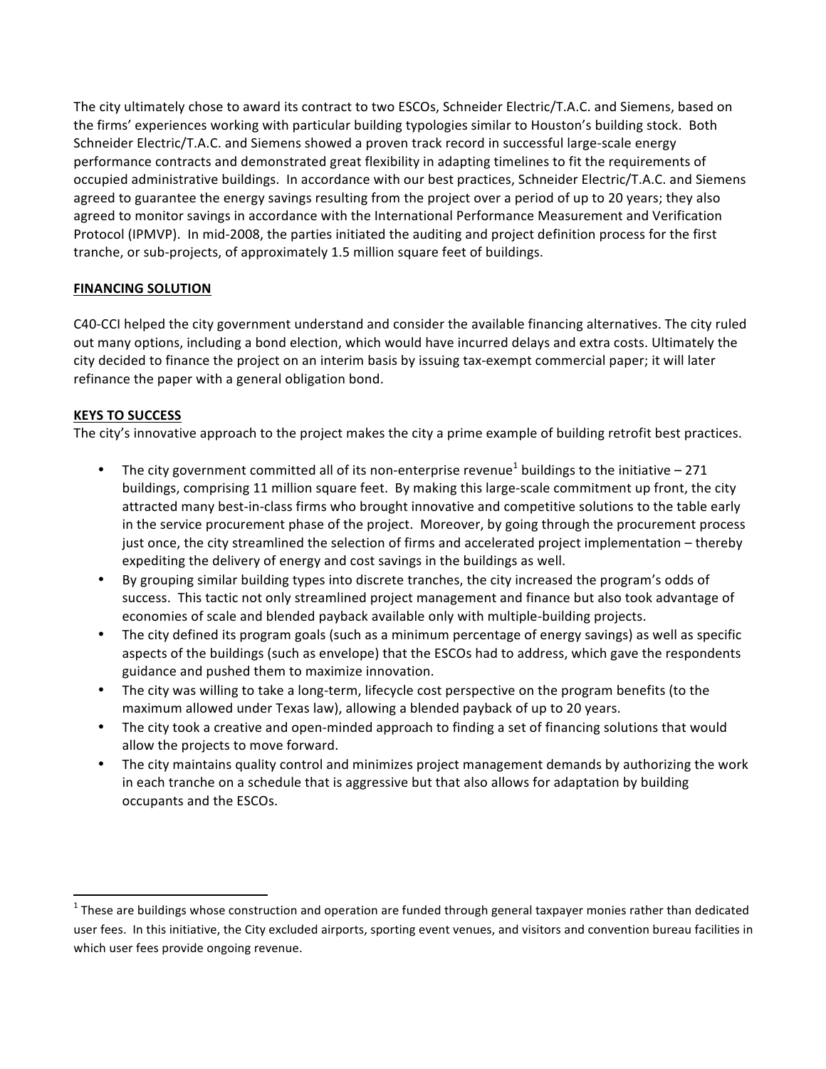The city ultimately chose to award its contract to two ESCOs, Schneider Electric/T.A.C. and Siemens, based on the firms' experiences working with particular building typologies similar to Houston's building stock. Both Schneider Electric/T.A.C. and Siemens showed a proven track record in successful large-scale energy performance contracts and demonstrated great flexibility in adapting timelines to fit the requirements of occupied administrative buildings. In accordance with our best practices, Schneider Electric/T.A.C. and Siemens agreed to guarantee the energy savings resulting from the project over a period of up to 20 years; they also agreed to monitor savings in accordance with the International Performance Measurement and Verification Protocol (IPMVP). In mid-2008, the parties initiated the auditing and project definition process for the first tranche, or sub-projects, of approximately 1.5 million square feet of buildings.

## FINANCING SOLUTION

C40-CCI helped the city government understand and consider the available financing alternatives. The city ruled out many options, including a bond election, which would have incurred delays and extra costs. Ultimately the city decided to finance the project on an interim basis by issuing tax-exempt commercial paper; it will later refinance the paper with a general obligation bond.

## KEYS TO SUCCESS

The city's innovative approach to the project makes the city a prime example of building retrofit best practices.

- The city government committed all of its non-enterprise revenue[1] buildings to the initiative – 271 buildings, comprising 11 million square feet. By making this large-scale commitment up front, the city attracted many best-in-class firms who brought innovative and competitive solutions to the table early in the service procurement phase of the project. Moreover, by going through the procurement process just once, the city streamlined the selection of firms and accelerated project implementation – thereby expediting the delivery of energy and cost savings in the buildings as well.
- By grouping similar building types into discrete tranches, the city increased the program's odds of success. This tactic not only streamlined project management and finance but also took advantage of economies of scale and blended payback available only with multiple-building projects.
- The city defined its program goals (such as a minimum percentage of energy savings) as well as specific aspects of the buildings (such as envelope) that the ESCOs had to address, which gave the respondents guidance and pushed them to maximize innovation.
- The city was willing to take a long-term, lifecycle cost perspective on the program benefits (to the maximum allowed under Texas law), allowing a blended payback of up to 20 years.
- The city took a creative and open-minded approach to finding a set of financing solutions that would allow the projects to move forward.
- The city maintains quality control and minimizes project management demands by authorizing the work in each tranche on a schedule that is aggressive but that also allows for adaptation by building occupants and the ESCOs.

---

[1] These are buildings whose construction and operation are funded through general taxpayer monies rather than dedicated user fees. In this initiative, the City excluded airports, sporting event venues, and visitors and convention bureau facilities in which user fees provide ongoing revenue.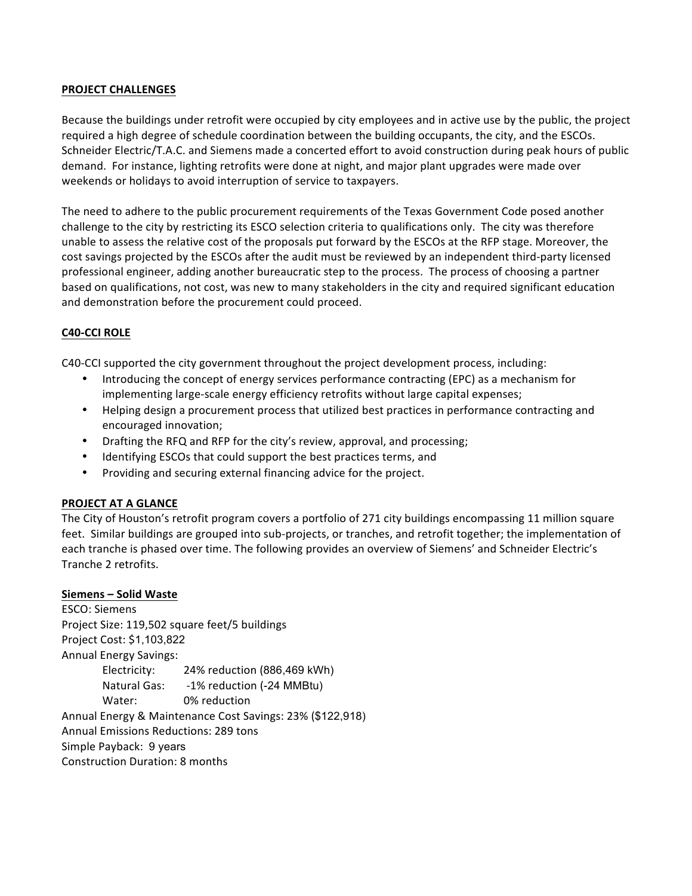**PROJECT CHALLENGES**

Because the buildings under retrofit were occupied by city employees and in active use by the public, the project required a high degree of schedule coordination between the building occupants, the city, and the ESCOs. Schneider Electric/T.A.C. and Siemens made a concerted effort to avoid construction during peak hours of public demand. For instance, lighting retrofits were done at night, and major plant upgrades were made over weekends or holidays to avoid interruption of service to taxpayers.

The need to adhere to the public procurement requirements of the Texas Government Code posed another challenge to the city by restricting its ESCO selection criteria to qualifications only. The city was therefore unable to assess the relative cost of the proposals put forward by the ESCOs at the RFP stage. Moreover, the cost savings projected by the ESCOs after the audit must be reviewed by an independent third-party licensed professional engineer, adding another bureaucratic step to the process. The process of choosing a partner based on qualifications, not cost, was new to many stakeholders in the city and required significant education and demonstration before the procurement could proceed.

**C40-CCI ROLE**

C40-CCI supported the city government throughout the project development process, including:

- Introducing the concept of energy services performance contracting (EPC) as a mechanism for implementing large-scale energy efficiency retrofits without large capital expenses;
- Helping design a procurement process that utilized best practices in performance contracting and encouraged innovation;
- Drafting the RFQ and RFP for the city's review, approval, and processing;
- Identifying ESCOs that could support the best practices terms, and
- Providing and securing external financing advice for the project.

**PROJECT AT A GLANCE**

The City of Houston's retrofit program covers a portfolio of 271 city buildings encompassing 11 million square feet. Similar buildings are grouped into sub-projects, or tranches, and retrofit together; the implementation of each tranche is phased over time. The following provides an overview of Siemens' and Schneider Electric's Tranche 2 retrofits.

**Siemens – Solid Waste**

ESCO: Siemens
Project Size: 119,502 square feet/5 buildings
Project Cost: $1,103,822
Annual Energy Savings:
  Electricity: 24% reduction (886,469 kWh)
  Natural Gas: -1% reduction (-24 MMBtu)
  Water: 0% reduction
Annual Energy & Maintenance Cost Savings: 23% ($122,918)
Annual Emissions Reductions: 289 tons
Simple Payback: 9 years
Construction Duration: 8 months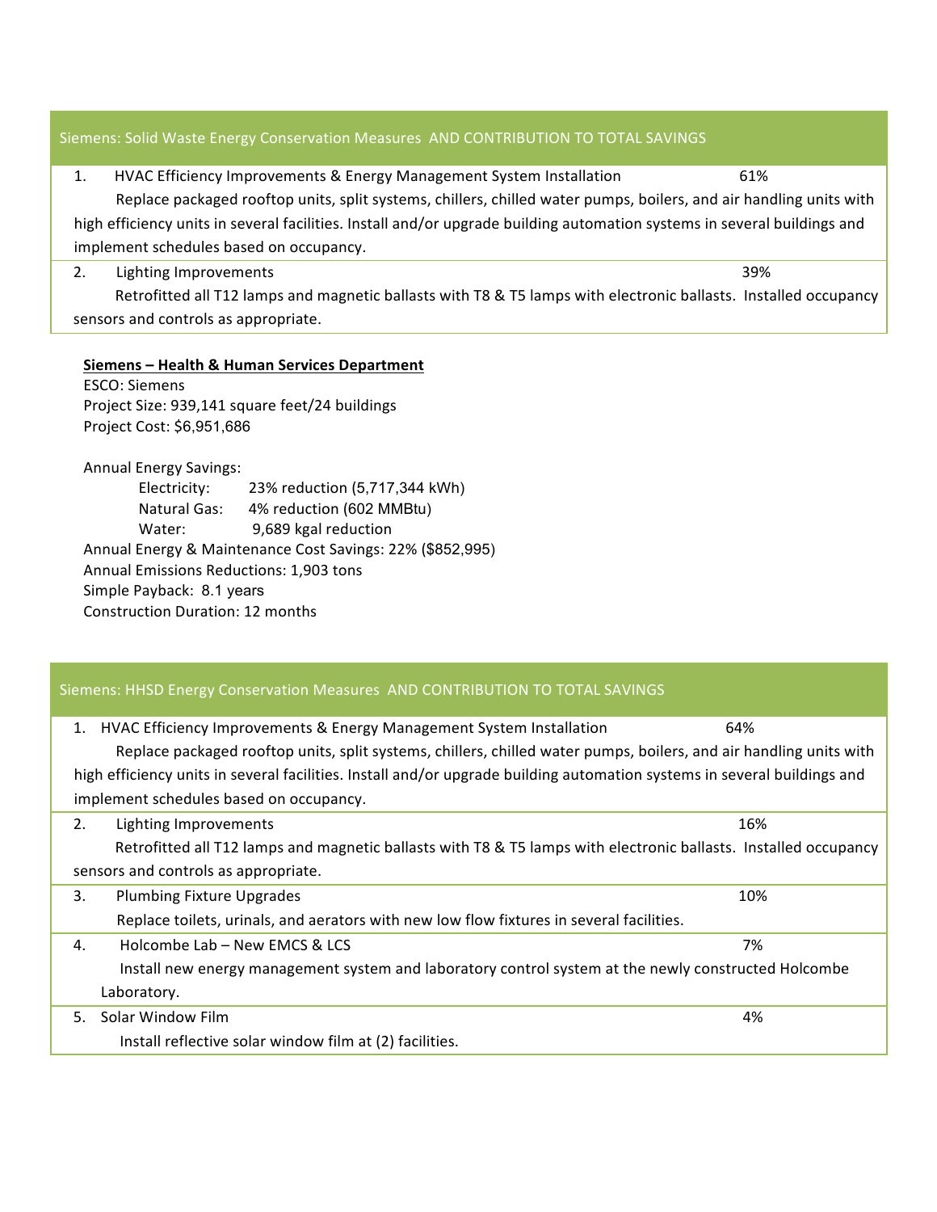| Siemens: Solid Waste Energy Conservation Measures AND CONTRIBUTION TO TOTAL SAVINGS | |
|---|---|
| 1. HVAC Efficiency Improvements & Energy Management System Installation<br>Replace packaged rooftop units, split systems, chillers, chilled water pumps, boilers, and air handling units with high efficiency units in several facilities. Install and/or upgrade building automation systems in several buildings and implement schedules based on occupancy. | 61% |
| 2. Lighting Improvements<br>Retrofitted all T12 lamps and magnetic ballasts with T8 & T5 lamps with electronic ballasts. Installed occupancy sensors and controls as appropriate. | 39% |

**Siemens – Health & Human Services Department**

ESCO: Siemens
Project Size: 939,141 square feet/24 buildings
Project Cost: $6,951,686

Annual Energy Savings:

- Electricity: 23% reduction (5,717,344 kWh)
- Natural Gas: 4% reduction (602 MMBtu)
- Water: 9,689 kgal reduction

Annual Energy & Maintenance Cost Savings: 22% ($852,995)
Annual Emissions Reductions: 1,903 tons
Simple Payback: 8.1 years
Construction Duration: 12 months

| Siemens: HHSD Energy Conservation Measures AND CONTRIBUTION TO TOTAL SAVINGS | |
|---|---|
| 1. HVAC Efficiency Improvements & Energy Management System Installation<br>Replace packaged rooftop units, split systems, chillers, chilled water pumps, boilers, and air handling units with high efficiency units in several facilities. Install and/or upgrade building automation systems in several buildings and implement schedules based on occupancy. | 64% |
| 2. Lighting Improvements<br>Retrofitted all T12 lamps and magnetic ballasts with T8 & T5 lamps with electronic ballasts. Installed occupancy sensors and controls as appropriate. | 16% |
| 3. Plumbing Fixture Upgrades<br>Replace toilets, urinals, and aerators with new low flow fixtures in several facilities. | 10% |
| 4. Holcombe Lab – New EMCS & LCS<br>Install new energy management system and laboratory control system at the newly constructed Holcombe Laboratory. | 7% |
| 5. Solar Window Film<br>Install reflective solar window film at (2) facilities. | 4% |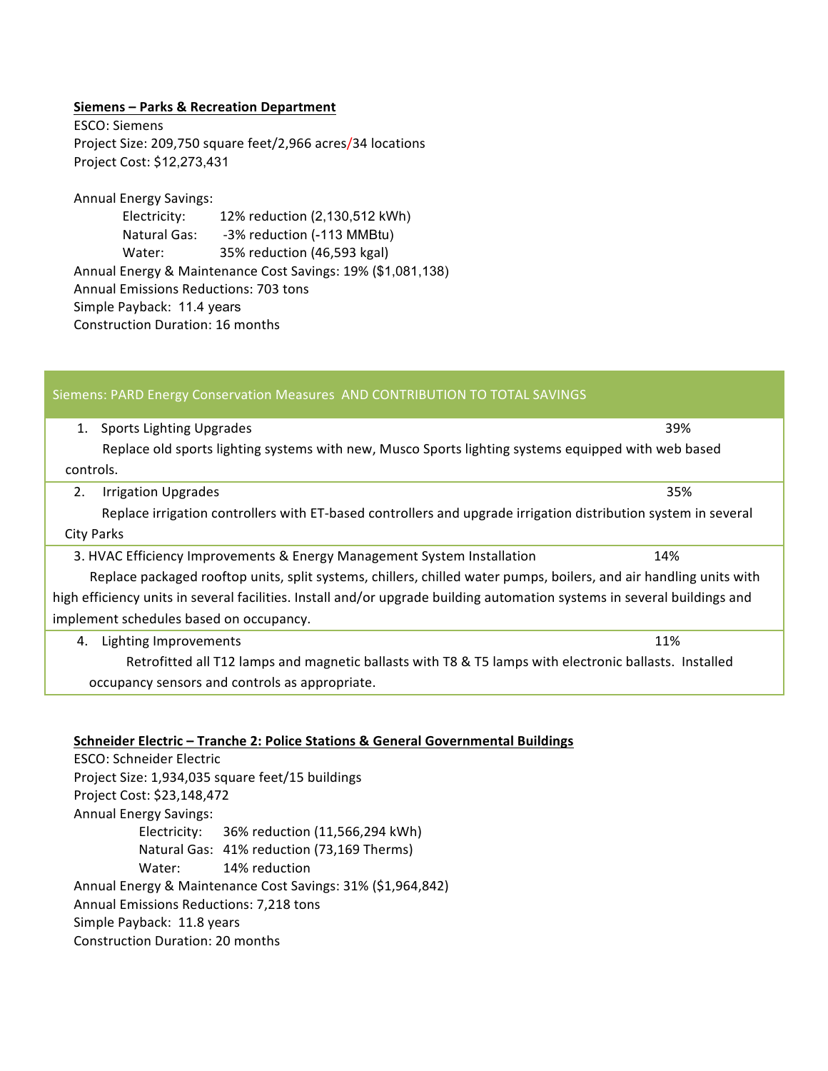**Siemens – Parks & Recreation Department**

ESCO: Siemens
Project Size: 209,750 square feet/2,966 acres/34 locations
Project Cost: $12,273,431

Annual Energy Savings:

- Electricity: 12% reduction (2,130,512 kWh)
- Natural Gas: -3% reduction (-113 MMBtu)
- Water: 35% reduction (46,593 kgal)

Annual Energy & Maintenance Cost Savings: 19% ($1,081,138)
Annual Emissions Reductions: 703 tons
Simple Payback: 11.4 years
Construction Duration: 16 months

| Siemens: PARD Energy Conservation Measures AND CONTRIBUTION TO TOTAL SAVINGS | |
|---|---|
| 1. Sports Lighting Upgrades<br>Replace old sports lighting systems with new, Musco Sports lighting systems equipped with web based controls. | 39% |
| 2. Irrigation Upgrades<br>Replace irrigation controllers with ET-based controllers and upgrade irrigation distribution system in several City Parks | 35% |
| 3. HVAC Efficiency Improvements & Energy Management System Installation<br>Replace packaged rooftop units, split systems, chillers, chilled water pumps, boilers, and air handling units with high efficiency units in several facilities. Install and/or upgrade building automation systems in several buildings and implement schedules based on occupancy. | 14% |
| 4. Lighting Improvements<br>Retrofitted all T12 lamps and magnetic ballasts with T8 & T5 lamps with electronic ballasts. Installed occupancy sensors and controls as appropriate. | 11% |

**Schneider Electric – Tranche 2: Police Stations & General Governmental Buildings**

ESCO: Schneider Electric
Project Size: 1,934,035 square feet/15 buildings
Project Cost: $23,148,472
Annual Energy Savings:

- Electricity: 36% reduction (11,566,294 kWh)
- Natural Gas: 41% reduction (73,169 Therms)
- Water: 14% reduction

Annual Energy & Maintenance Cost Savings: 31% ($1,964,842)
Annual Emissions Reductions: 7,218 tons
Simple Payback: 11.8 years
Construction Duration: 20 months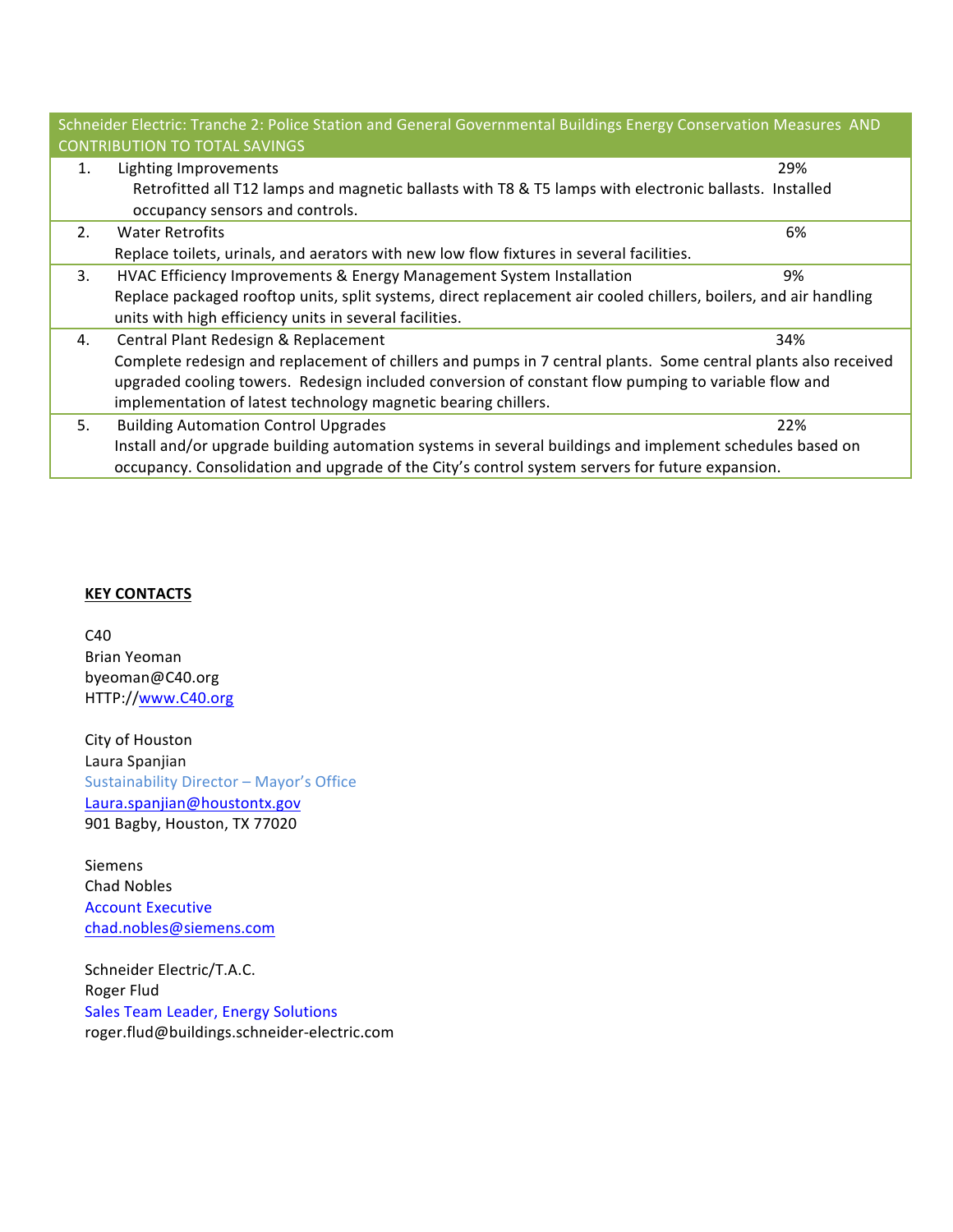| Schneider Electric: Tranche 2: Police Station and General Governmental Buildings Energy Conservation Measures AND CONTRIBUTION TO TOTAL SAVINGS | | |
|---|---|---|
| 1. | Lighting Improvements<br>Retrofitted all T12 lamps and magnetic ballasts with T8 & T5 lamps with electronic ballasts. Installed occupancy sensors and controls. | 29% |
| 2. | Water Retrofits<br>Replace toilets, urinals, and aerators with new low flow fixtures in several facilities. | 6% |
| 3. | HVAC Efficiency Improvements & Energy Management System Installation<br>Replace packaged rooftop units, split systems, direct replacement air cooled chillers, boilers, and air handling units with high efficiency units in several facilities. | 9% |
| 4. | Central Plant Redesign & Replacement<br>Complete redesign and replacement of chillers and pumps in 7 central plants. Some central plants also received upgraded cooling towers. Redesign included conversion of constant flow pumping to variable flow and implementation of latest technology magnetic bearing chillers. | 34% |
| 5. | Building Automation Control Upgrades<br>Install and/or upgrade building automation systems in several buildings and implement schedules based on occupancy. Consolidation and upgrade of the City's control system servers for future expansion. | 22% |

**KEY CONTACTS**

C40
Brian Yeoman
byeoman@C40.org
HTTP://www.C40.org

City of Houston
Laura Spanjian
Sustainability Director – Mayor's Office
Laura.spanjian@houstontx.gov
901 Bagby, Houston, TX 77020

Siemens
Chad Nobles
Account Executive
chad.nobles@siemens.com

Schneider Electric/T.A.C.
Roger Flud
Sales Team Leader, Energy Solutions
roger.flud@buildings.schneider-electric.com